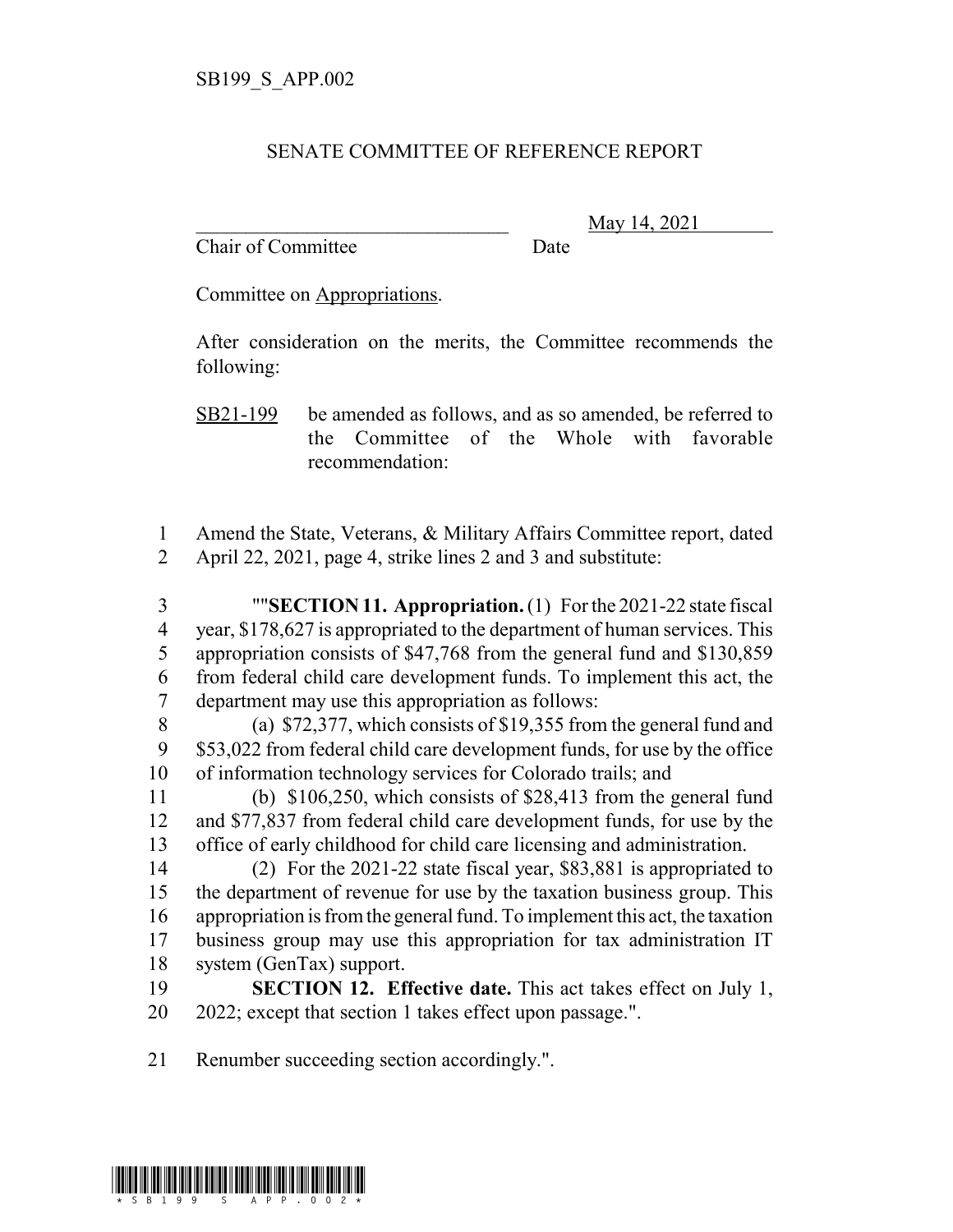SB199_S_APP.002

# SENATE COMMITTEE OF REFERENCE REPORT

\_\_\_\_\_\_\_\_\_\_\_\_\_\_\_\_\_\_\_\_\_\_\_\_\_\_\_\_\_\_\_\_ May 14, 2021
Chair of Committee Date

Committee on Appropriations.

After consideration on the merits, the Committee recommends the following:

SB21-199 be amended as follows, and as so amended, be referred to the Committee of the Whole with favorable recommendation:

1 Amend the State, Veterans, & Military Affairs Committee report, dated
2 April 22, 2021, page 4, strike lines 2 and 3 and substitute:

3 ""**SECTION 11. Appropriation.** (1) For the 2021-22 state fiscal
4 year, $178,627 is appropriated to the department of human services. This
5 appropriation consists of $47,768 from the general fund and $130,859
6 from federal child care development funds. To implement this act, the
7 department may use this appropriation as follows:

8 (a) $72,377, which consists of $19,355 from the general fund and
9 $53,022 from federal child care development funds, for use by the office
10 of information technology services for Colorado trails; and

11 (b) $106,250, which consists of $28,413 from the general fund
12 and $77,837 from federal child care development funds, for use by the
13 office of early childhood for child care licensing and administration.

14 (2) For the 2021-22 state fiscal year, $83,881 is appropriated to
15 the department of revenue for use by the taxation business group. This
16 appropriation is from the general fund. To implement this act, the taxation
17 business group may use this appropriation for tax administration IT
18 system (GenTax) support.

19 **SECTION 12. Effective date.** This act takes effect on July 1,
20 2022; except that section 1 takes effect upon passage.".

21 Renumber succeeding section accordingly.".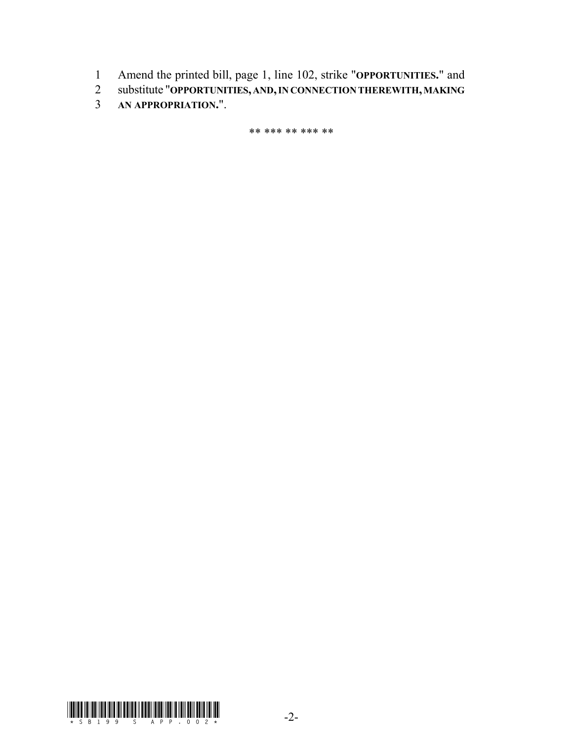1 Amend the printed bill, page 1, line 102, strike "**OPPORTUNITIES.**" and
2 substitute "**OPPORTUNITIES, AND, IN CONNECTION THEREWITH, MAKING**
3 **AN APPROPRIATION.**".

** *** ** *** **